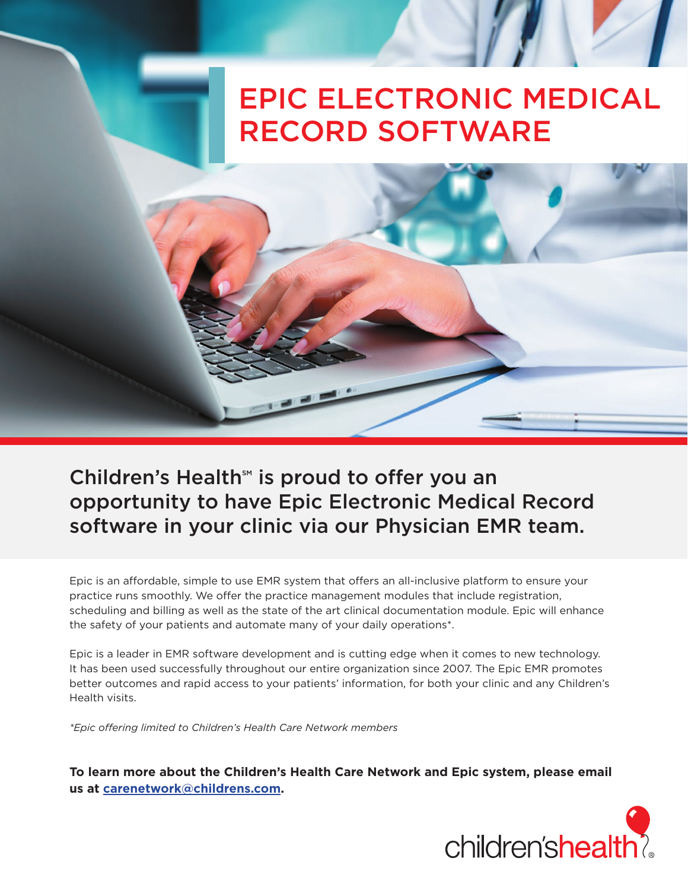# EPIC ELECTRONIC MEDICAL RECORD SOFTWARE

## Children's Health℠ is proud to offer you an opportunity to have Epic Electronic Medical Record software in your clinic via our Physician EMR team.

Epic is an affordable, simple to use EMR system that offers an all-inclusive platform to ensure your practice runs smoothly. We offer the practice management modules that include registration, scheduling and billing as well as the state of the art clinical documentation module. Epic will enhance the safety of your patients and automate many of your daily operations*.

Epic is a leader in EMR software development and is cutting edge when it comes to new technology. It has been used successfully throughout our entire organization since 2007. The Epic EMR promotes better outcomes and rapid access to your patients' information, for both your clinic and any Children's Health visits.

*\*Epic offering limited to Children's Health Care Network members*

**To learn more about the Children's Health Care Network and Epic system, please email us at [carenetwork@childrens.com](mailto:carenetwork@childrens.com).**

children'shealth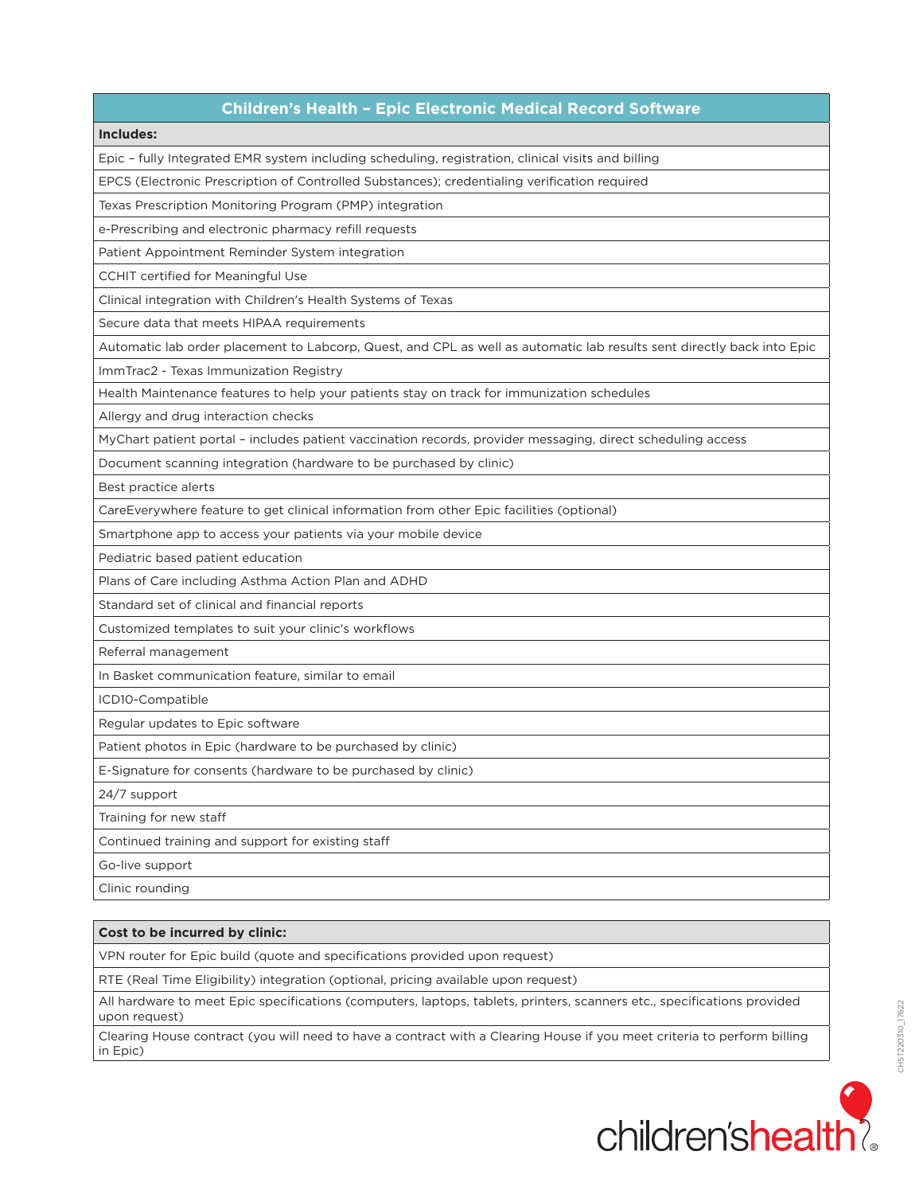| Children's Health – Epic Electronic Medical Record Software |
|---|
| **Includes:** |
| Epic – fully Integrated EMR system including scheduling, registration, clinical visits and billing |
| EPCS (Electronic Prescription of Controlled Substances); credentialing verification required |
| Texas Prescription Monitoring Program (PMP) integration |
| e-Prescribing and electronic pharmacy refill requests |
| Patient Appointment Reminder System integration |
| CCHIT certified for Meaningful Use |
| Clinical integration with Children's Health Systems of Texas |
| Secure data that meets HIPAA requirements |
| Automatic lab order placement to Labcorp, Quest, and CPL as well as automatic lab results sent directly back into Epic |
| ImmTrac2 - Texas Immunization Registry |
| Health Maintenance features to help your patients stay on track for immunization schedules |
| Allergy and drug interaction checks |
| MyChart patient portal – includes patient vaccination records, provider messaging, direct scheduling access |
| Document scanning integration (hardware to be purchased by clinic) |
| Best practice alerts |
| CareEverywhere feature to get clinical information from other Epic facilities (optional) |
| Smartphone app to access your patients via your mobile device |
| Pediatric based patient education |
| Plans of Care including Asthma Action Plan and ADHD |
| Standard set of clinical and financial reports |
| Customized templates to suit your clinic's workflows |
| Referral management |
| In Basket communication feature, similar to email |
| ICD10-Compatible |
| Regular updates to Epic software |
| Patient photos in Epic (hardware to be purchased by clinic) |
| E-Signature for consents (hardware to be purchased by clinic) |
| 24/7 support |
| Training for new staff |
| Continued training and support for existing staff |
| Go-live support |
| Clinic rounding |

| **Cost to be incurred by clinic:** |
|---|
| VPN router for Epic build (quote and specifications provided upon request) |
| RTE (Real Time Eligibility) integration (optional, pricing available upon request) |
| All hardware to meet Epic specifications (computers, laptops, tablets, printers, scanners etc., specifications provided upon request) |
| Clearing House contract (you will need to have a contract with a Clearing House if you meet criteria to perform billing in Epic) |

CHST220310_17622

children'shealth